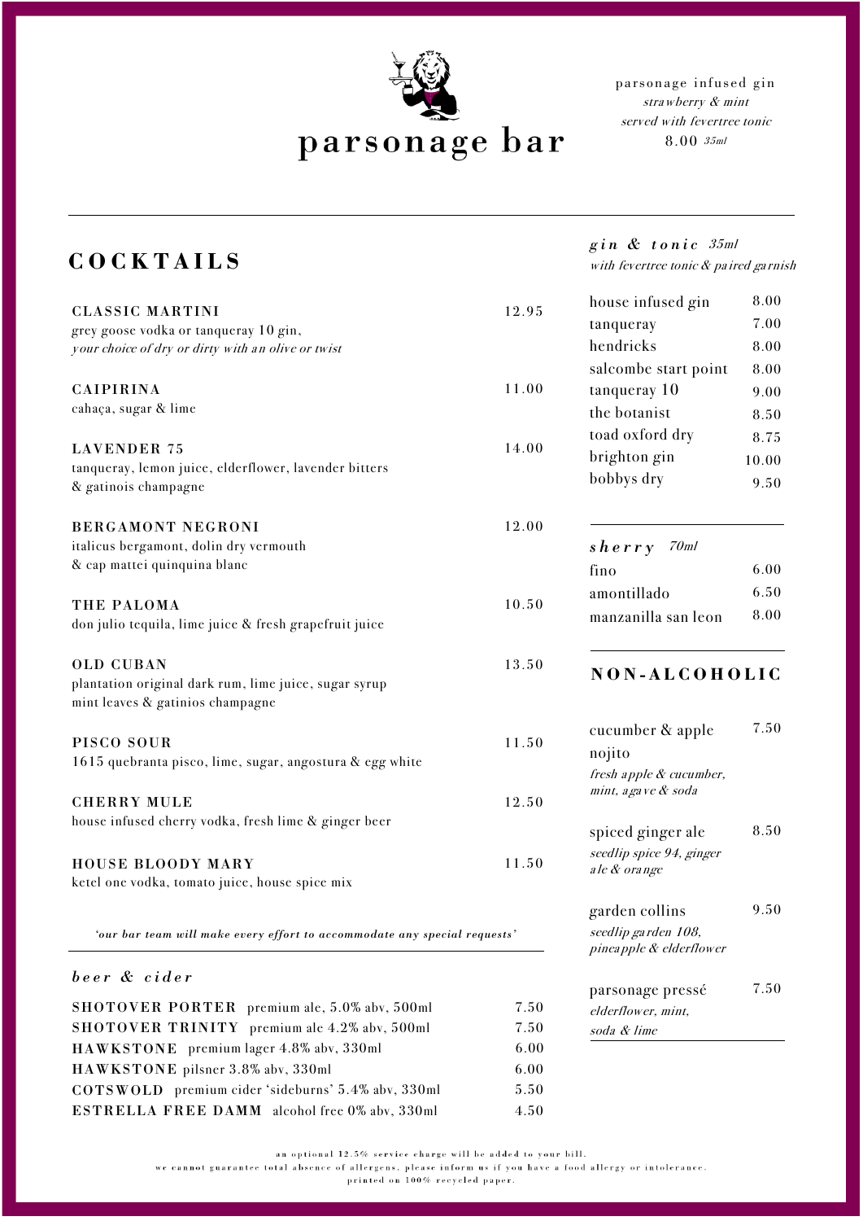# parsonage bar

parsonage infused gin
*strawberry & mint*
*served with fevertree tonic*
8.00 *35ml*

## COCKTAILS

**CLASSIC MARTINI** 12.95
grey goose vodka or tanqueray 10 gin,
*your choice of dry or dirty with an olive or twist*

**CAIPIRINA** 11.00
cahaça, sugar & lime

**LAVENDER 75** 14.00
tanqueray, lemon juice, elderflower, lavender bitters
& gatinois champagne

**BERGAMONT NEGRONI** 12.00
italicus bergamont, dolin dry vermouth
& cap mattei quinquina blanc

**THE PALOMA** 10.50
don julio tequila, lime juice & fresh grapefruit juice

**OLD CUBAN** 13.50
plantation original dark rum, lime juice, sugar syrup
mint leaves & gatinios champagne

**PISCO SOUR** 11.50
1615 quebranta pisco, lime, sugar, angostura & egg white

**CHERRY MULE** 12.50
house infused cherry vodka, fresh lime & ginger beer

**HOUSE BLOODY MARY** 11.50
ketel one vodka, tomato juice, house spice mix

*'our bar team will make every effort to accommodate any special requests'*

### *beer & cider*

| | |
|---|---|
| **SHOTOVER PORTER** premium ale, 5.0% abv, 500ml | 7.50 |
| **SHOTOVER TRINITY** premium ale 4.2% abv, 500ml | 7.50 |
| **HAWKSTONE** premium lager 4.8% abv, 330ml | 6.00 |
| **HAWKSTONE** pilsner 3.8% abv, 330ml | 6.00 |
| **COTSWOLD** premium cider 'sideburns' 5.4% abv, 330ml | 5.50 |
| **ESTRELLA FREE DAMM** alcohol free 0% abv, 330ml | 4.50 |

### *gin & tonic 35ml*

*with fevertree tonic & paired garnish*

| | |
|---|---|
| house infused gin | 8.00 |
| tanqueray | 7.00 |
| hendricks | 8.00 |
| salcombe start point | 8.00 |
| tanqueray 10 | 9.00 |
| the botanist | 8.50 |
| toad oxford dry | 8.75 |
| brighton gin | 10.00 |
| bobbys dry | 9.50 |

### *sherry 70ml*

| | |
|---|---|
| fino | 6.00 |
| amontillado | 6.50 |
| manzanilla san leon | 8.00 |

## NON-ALCOHOLIC

cucumber & apple nojito 7.50
*fresh apple & cucumber, mint, agave & soda*

spiced ginger ale 8.50
*seedlip spice 94, ginger ale & orange*

garden collins 9.50
*seedlip garden 108, pineapple & elderflower*

parsonage pressé 7.50
*elderflower, mint, soda & lime*

an optional 12.5% service charge will be added to your bill.
we cannot guarantee total absence of allergens, please inform us if you have a food allergy or intolerance.
printed on 100% recycled paper.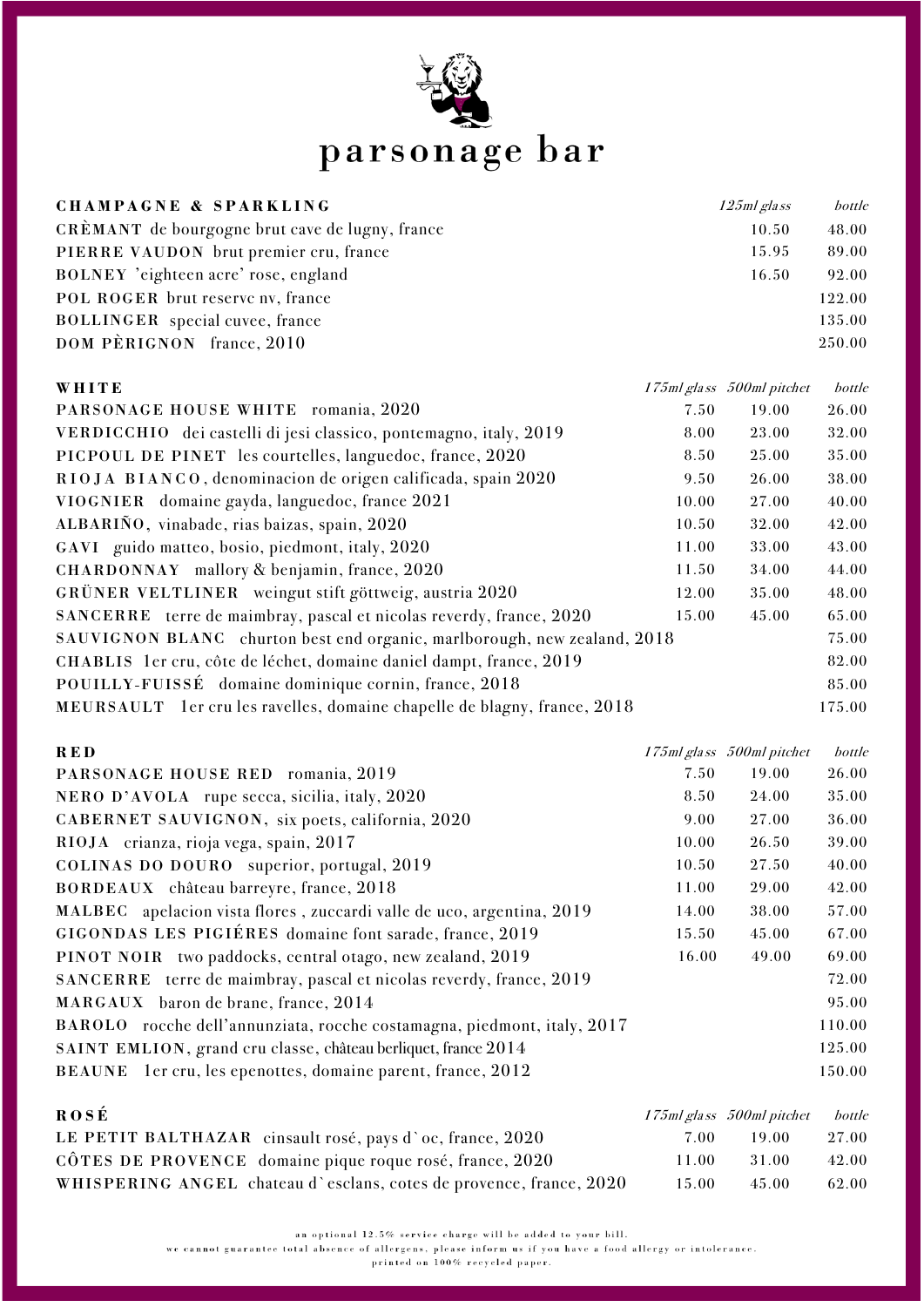# parsonage bar

| CHAMPAGNE & SPARKLING | *125ml glass* | *bottle* |
|---|---|---|
| **CRÈMANT** de bourgogne brut cave de lugny, france | 10.50 | 48.00 |
| **PIERRE VAUDON** brut premier cru, france | 15.95 | 89.00 |
| **BOLNEY** 'eighteen acre' rose, england | 16.50 | 92.00 |
| **POL ROGER** brut reserve nv, france | | 122.00 |
| **BOLLINGER** special cuvee, france | | 135.00 |
| **DOM PÈRIGNON** france, 2010 | | 250.00 |

| WHITE | *175ml glass* | *500ml pitcher* | *bottle* |
|---|---|---|---|
| **PARSONAGE HOUSE WHITE** romania, 2020 | 7.50 | 19.00 | 26.00 |
| **VERDICCHIO** dei castelli di jesi classico, pontemagno, italy, 2019 | 8.00 | 23.00 | 32.00 |
| **PICPOUL DE PINET** les courtelles, languedoc, france, 2020 | 8.50 | 25.00 | 35.00 |
| **RIOJA BIANCO**, denominacion de origen calificada, spain 2020 | 9.50 | 26.00 | 38.00 |
| **VIOGNIER** domaine gayda, languedoc, france 2021 | 10.00 | 27.00 | 40.00 |
| **ALBARIÑO**, vinabade, rias baizas, spain, 2020 | 10.50 | 32.00 | 42.00 |
| **GAVI** guido matteo, bosio, piedmont, italy, 2020 | 11.00 | 33.00 | 43.00 |
| **CHARDONNAY** mallory & benjamin, france, 2020 | 11.50 | 34.00 | 44.00 |
| **GRÜNER VELTLINER** weingut stift göttweig, austria 2020 | 12.00 | 35.00 | 48.00 |
| **SANCERRE** terre de maimbray, pascal et nicolas reverdy, france, 2020 | 15.00 | 45.00 | 65.00 |
| **SAUVIGNON BLANC** churton best end organic, marlborough, new zealand, 2018 | | | 75.00 |
| **CHABLIS** 1er cru, côte de léchet, domaine daniel dampt, france, 2019 | | | 82.00 |
| **POUILLY-FUISSÉ** domaine dominique cornin, france, 2018 | | | 85.00 |
| **MEURSAULT** 1er cru les ravelles, domaine chapelle de blagny, france, 2018 | | | 175.00 |

| RED | *175ml glass* | *500ml pitcher* | *bottle* |
|---|---|---|---|
| **PARSONAGE HOUSE RED** romania, 2019 | 7.50 | 19.00 | 26.00 |
| **NERO D'AVOLA** rupe secca, sicilia, italy, 2020 | 8.50 | 24.00 | 35.00 |
| **CABERNET SAUVIGNON**, six poets, california, 2020 | 9.00 | 27.00 | 36.00 |
| **RIOJA** crianza, rioja vega, spain, 2017 | 10.00 | 26.50 | 39.00 |
| **COLINAS DO DOURO** superior, portugal, 2019 | 10.50 | 27.50 | 40.00 |
| **BORDEAUX** château barreyre, france, 2018 | 11.00 | 29.00 | 42.00 |
| **MALBEC** apelacion vista flores , zuccardi valle de uco, argentina, 2019 | 14.00 | 38.00 | 57.00 |
| **GIGONDAS LES PIGIÉRES** domaine font sarade, france, 2019 | 15.50 | 45.00 | 67.00 |
| **PINOT NOIR** two paddocks, central otago, new zealand, 2019 | 16.00 | 49.00 | 69.00 |
| **SANCERRE** terre de maimbray, pascal et nicolas reverdy, france, 2019 | | | 72.00 |
| **MARGAUX** baron de brane, france, 2014 | | | 95.00 |
| **BAROLO** rocche dell'annunziata, rocche costamagna, piedmont, italy, 2017 | | | 110.00 |
| **SAINT EMLION**, grand cru classe, château berliquet, france 2014 | | | 125.00 |
| **BEAUNE** 1er cru, les epenottes, domaine parent, france, 2012 | | | 150.00 |

| ROSÉ | *175ml glass* | *500ml pitcher* | *bottle* |
|---|---|---|---|
| **LE PETIT BALTHAZAR** cinsault rosé, pays d`oc, france, 2020 | 7.00 | 19.00 | 27.00 |
| **CÔTES DE PROVENCE** domaine pique roque rosé, france, 2020 | 11.00 | 31.00 | 42.00 |
| **WHISPERING ANGEL** chateau d`esclans, cotes de provence, france, 2020 | 15.00 | 45.00 | 62.00 |

an optional 12.5% service charge will be added to your bill.
we cannot guarantee total absence of allergens, please inform us if you have a food allergy or intolerance.
printed on 100% recycled paper.